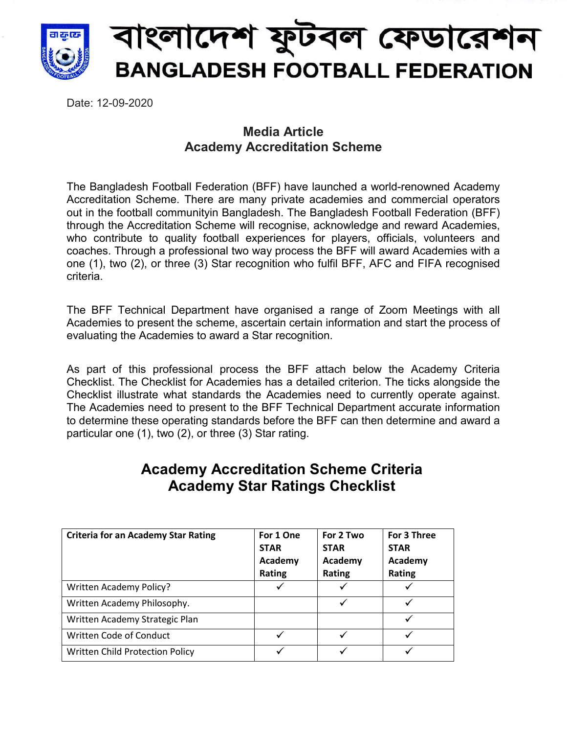# বাংলাদেশ ফুটবল ফেডারেশন
# BANGLADESH FOOTBALL FEDERATION

Date: 12-09-2020

## Media Article
## Academy Accreditation Scheme

The Bangladesh Football Federation (BFF) have launched a world-renowned Academy Accreditation Scheme. There are many private academies and commercial operators out in the football communityin Bangladesh. The Bangladesh Football Federation (BFF) through the Accreditation Scheme will recognise, acknowledge and reward Academies, who contribute to quality football experiences for players, officials, volunteers and coaches. Through a professional two way process the BFF will award Academies with a one (1), two (2), or three (3) Star recognition who fulfil BFF, AFC and FIFA recognised criteria.

The BFF Technical Department have organised a range of Zoom Meetings with all Academies to present the scheme, ascertain certain information and start the process of evaluating the Academies to award a Star recognition.

As part of this professional process the BFF attach below the Academy Criteria Checklist. The Checklist for Academies has a detailed criterion. The ticks alongside the Checklist illustrate what standards the Academies need to currently operate against. The Academies need to present to the BFF Technical Department accurate information to determine these operating standards before the BFF can then determine and award a particular one (1), two (2), or three (3) Star rating.

## Academy Accreditation Scheme Criteria
## Academy Star Ratings Checklist

| Criteria for an Academy Star Rating | For 1 One STAR Academy Rating | For 2 Two STAR Academy Rating | For 3 Three STAR Academy Rating |
|---|---|---|---|
| Written Academy Policy? | ✓ | ✓ | ✓ |
| Written Academy Philosophy. | | ✓ | ✓ |
| Written Academy Strategic Plan | | | ✓ |
| Written Code of Conduct | ✓ | ✓ | ✓ |
| Written Child Protection Policy | ✓ | ✓ | ✓ |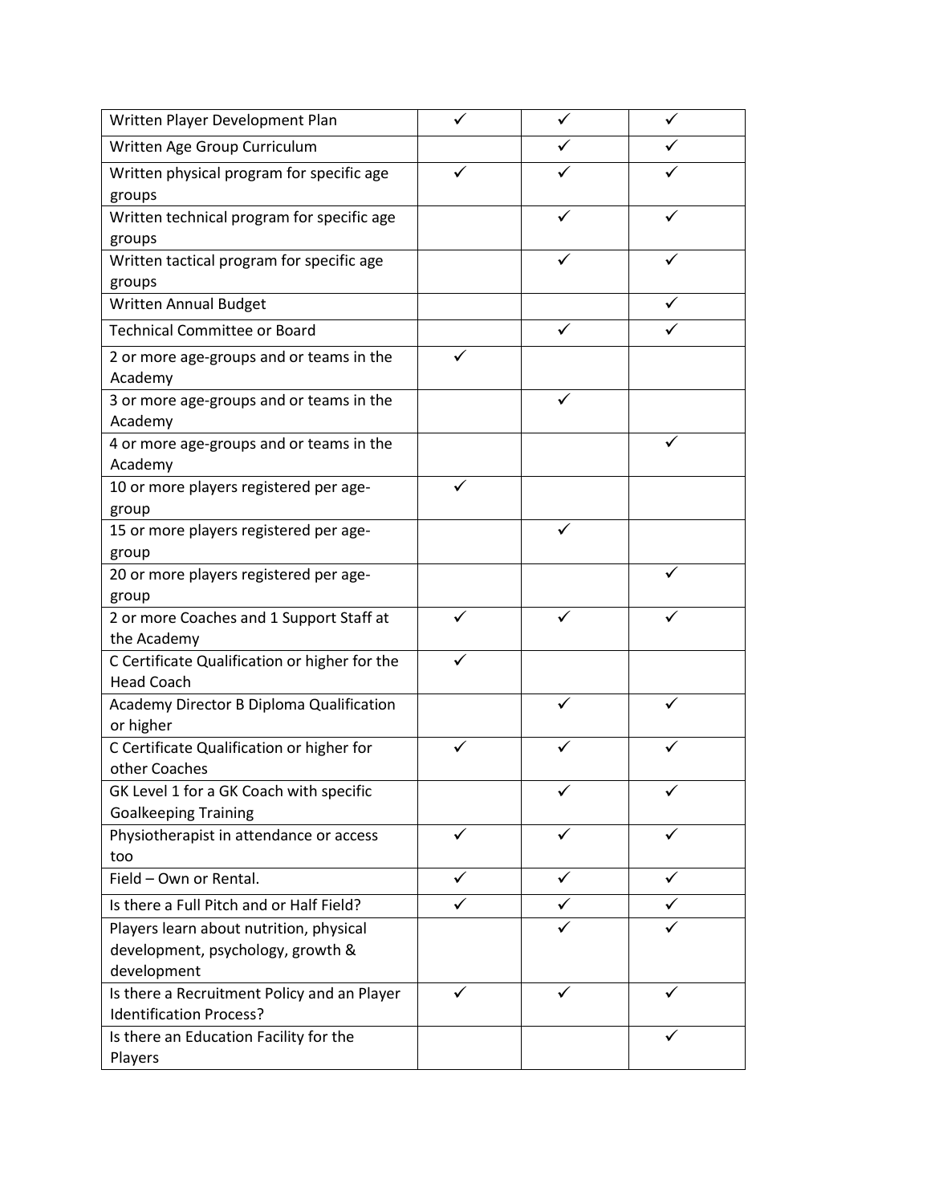| | | | |
|---|---|---|---|
| Written Player Development Plan | ✓ | ✓ | ✓ |
| Written Age Group Curriculum | | ✓ | ✓ |
| Written physical program for specific age groups | ✓ | ✓ | ✓ |
| Written technical program for specific age groups | | ✓ | ✓ |
| Written tactical program for specific age groups | | ✓ | ✓ |
| Written Annual Budget | | | ✓ |
| Technical Committee or Board | | ✓ | ✓ |
| 2 or more age-groups and or teams in the Academy | ✓ | | |
| 3 or more age-groups and or teams in the Academy | | ✓ | |
| 4 or more age-groups and or teams in the Academy | | | ✓ |
| 10 or more players registered per age-group | ✓ | | |
| 15 or more players registered per age-group | | ✓ | |
| 20 or more players registered per age-group | | | ✓ |
| 2 or more Coaches and 1 Support Staff at the Academy | ✓ | ✓ | ✓ |
| C Certificate Qualification or higher for the Head Coach | ✓ | | |
| Academy Director B Diploma Qualification or higher | | ✓ | ✓ |
| C Certificate Qualification or higher for other Coaches | ✓ | ✓ | ✓ |
| GK Level 1 for a GK Coach with specific Goalkeeping Training | | ✓ | ✓ |
| Physiotherapist in attendance or access too | ✓ | ✓ | ✓ |
| Field – Own or Rental. | ✓ | ✓ | ✓ |
| Is there a Full Pitch and or Half Field? | ✓ | ✓ | ✓ |
| Players learn about nutrition, physical development, psychology, growth & development | | ✓ | ✓ |
| Is there a Recruitment Policy and an Player Identification Process? | ✓ | ✓ | ✓ |
| Is there an Education Facility for the Players | | | ✓ |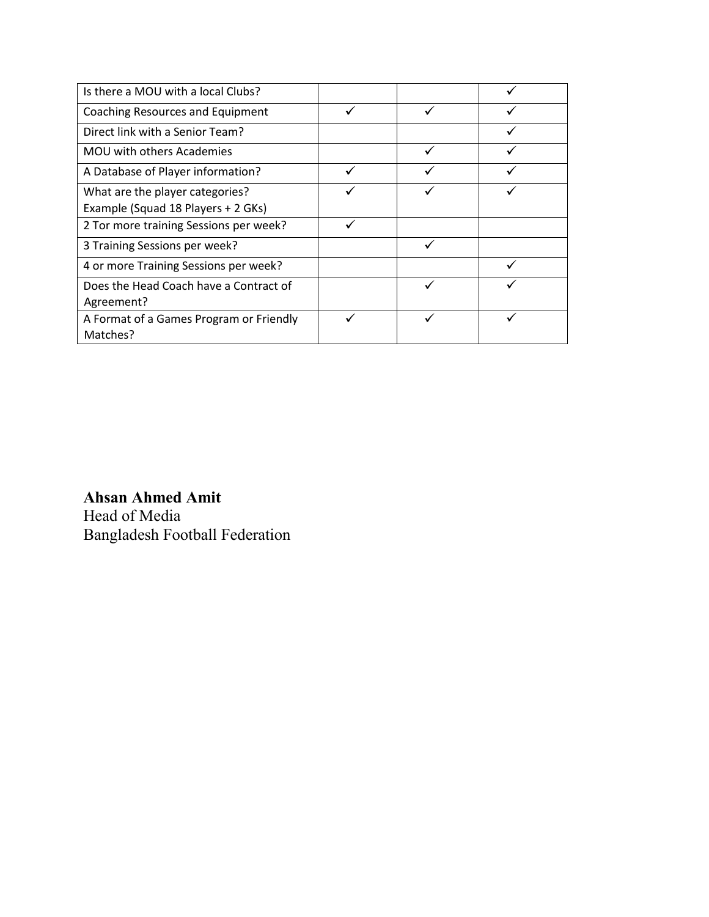| | | | |
|---|---|---|---|
| Is there a MOU with a local Clubs? | | | ✓ |
| Coaching Resources and Equipment | ✓ | ✓ | ✓ |
| Direct link with a Senior Team? | | | ✓ |
| MOU with others Academies | | ✓ | ✓ |
| A Database of Player information? | ✓ | ✓ | ✓ |
| What are the player categories? Example (Squad 18 Players + 2 GKs) | ✓ | ✓ | ✓ |
| 2 Tor more training Sessions per week? | ✓ | | |
| 3 Training Sessions per week? | | ✓ | |
| 4 or more Training Sessions per week? | | | ✓ |
| Does the Head Coach have a Contract of Agreement? | | ✓ | ✓ |
| A Format of a Games Program or Friendly Matches? | ✓ | ✓ | ✓ |

**Ahsan Ahmed Amit**
Head of Media
Bangladesh Football Federation